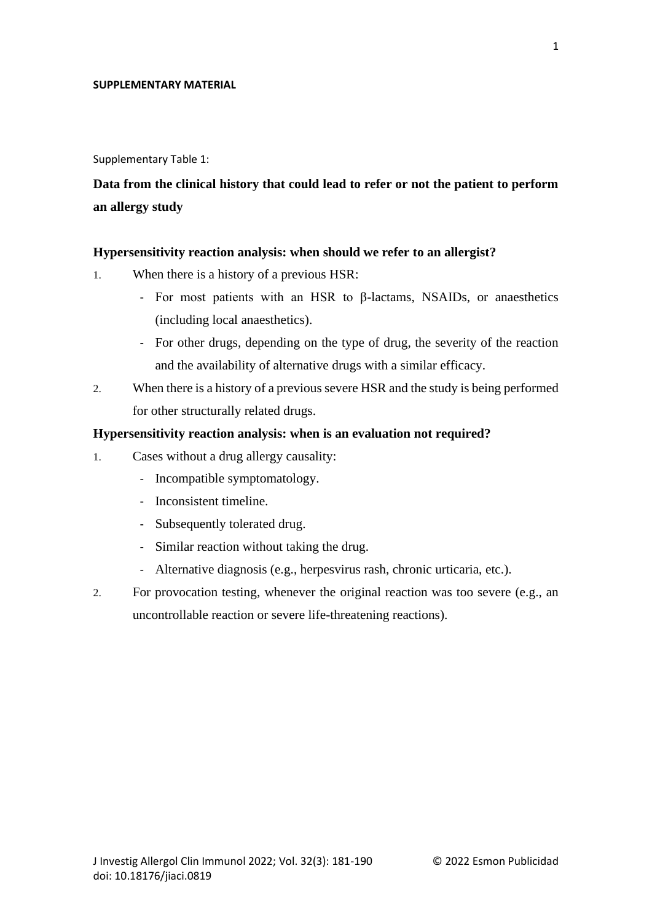**SUPPLEMENTARY MATERIAL**

Supplementary Table 1:

**Data from the clinical history that could lead to refer or not the patient to perform an allergy study**

**Hypersensitivity reaction analysis: when should we refer to an allergist?**

1. When there is a history of a previous HSR:
   - For most patients with an HSR to β-lactams, NSAIDs, or anaesthetics (including local anaesthetics).
   - For other drugs, depending on the type of drug, the severity of the reaction and the availability of alternative drugs with a similar efficacy.
2. When there is a history of a previous severe HSR and the study is being performed for other structurally related drugs.

**Hypersensitivity reaction analysis: when is an evaluation not required?**

1. Cases without a drug allergy causality:
   - Incompatible symptomatology.
   - Inconsistent timeline.
   - Subsequently tolerated drug.
   - Similar reaction without taking the drug.
   - Alternative diagnosis (e.g., herpesvirus rash, chronic urticaria, etc.).
2. For provocation testing, whenever the original reaction was too severe (e.g., an uncontrollable reaction or severe life-threatening reactions).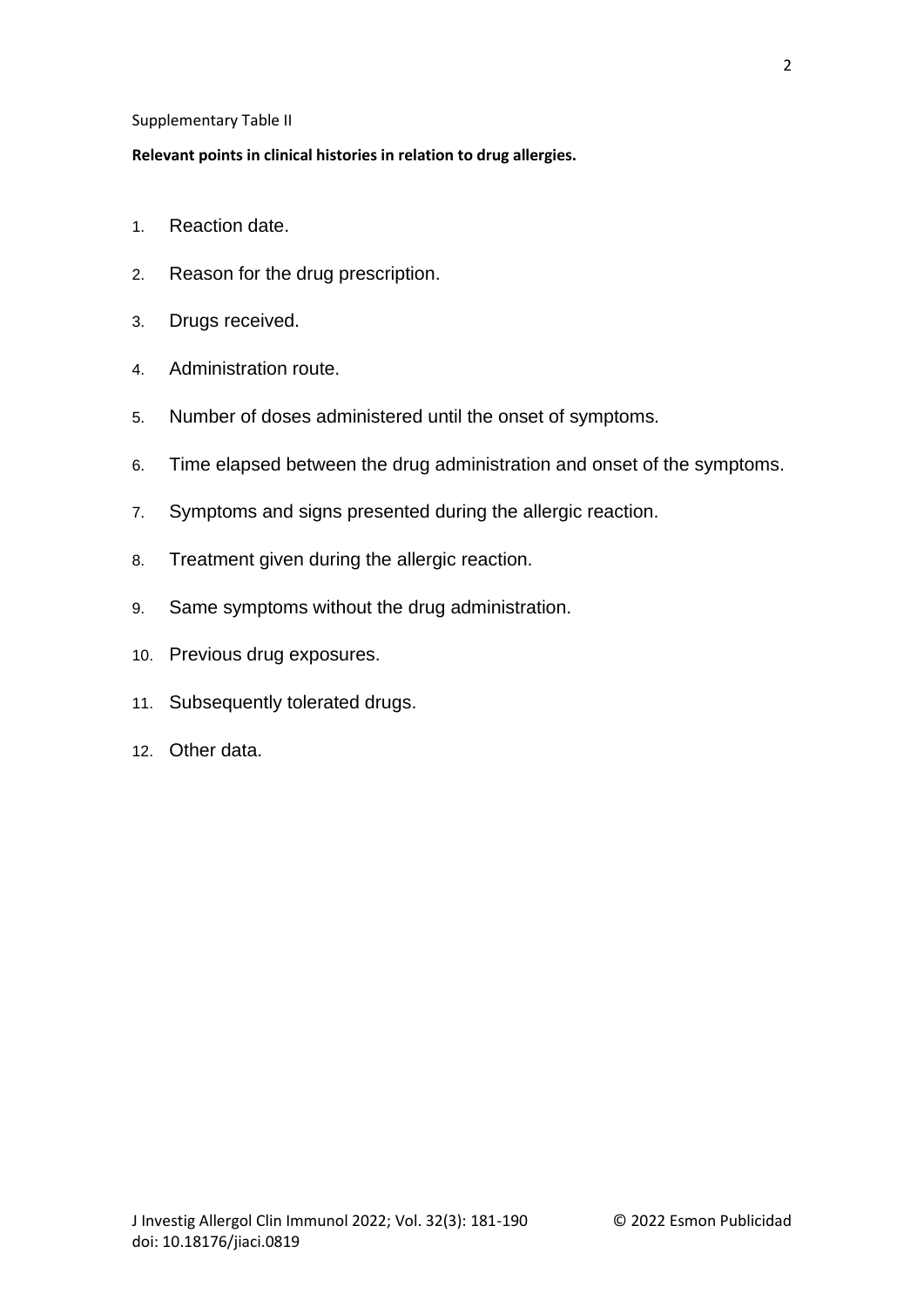Supplementary Table II

**Relevant points in clinical histories in relation to drug allergies.**

1. Reaction date.
2. Reason for the drug prescription.
3. Drugs received.
4. Administration route.
5. Number of doses administered until the onset of symptoms.
6. Time elapsed between the drug administration and onset of the symptoms.
7. Symptoms and signs presented during the allergic reaction.
8. Treatment given during the allergic reaction.
9. Same symptoms without the drug administration.
10. Previous drug exposures.
11. Subsequently tolerated drugs.
12. Other data.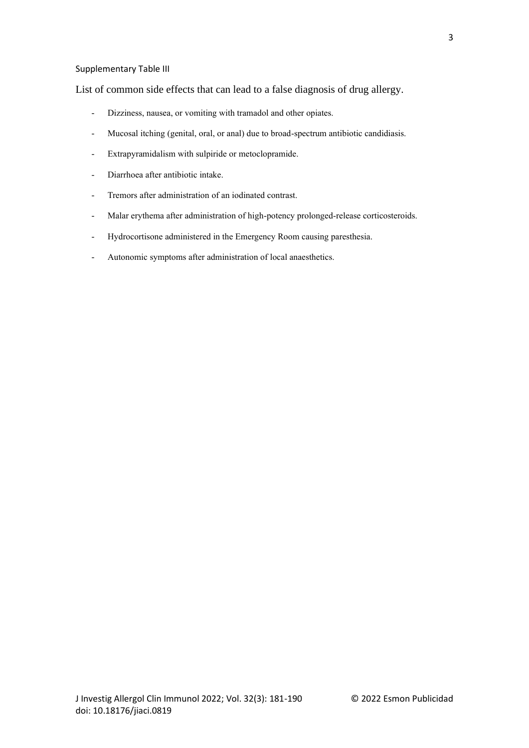Supplementary Table III

List of common side effects that can lead to a false diagnosis of drug allergy.

- Dizziness, nausea, or vomiting with tramadol and other opiates.
- Mucosal itching (genital, oral, or anal) due to broad-spectrum antibiotic candidiasis.
- Extrapyramidalism with sulpiride or metoclopramide.
- Diarrhoea after antibiotic intake.
- Tremors after administration of an iodinated contrast.
- Malar erythema after administration of high-potency prolonged-release corticosteroids.
- Hydrocortisone administered in the Emergency Room causing paresthesia.
- Autonomic symptoms after administration of local anaesthetics.